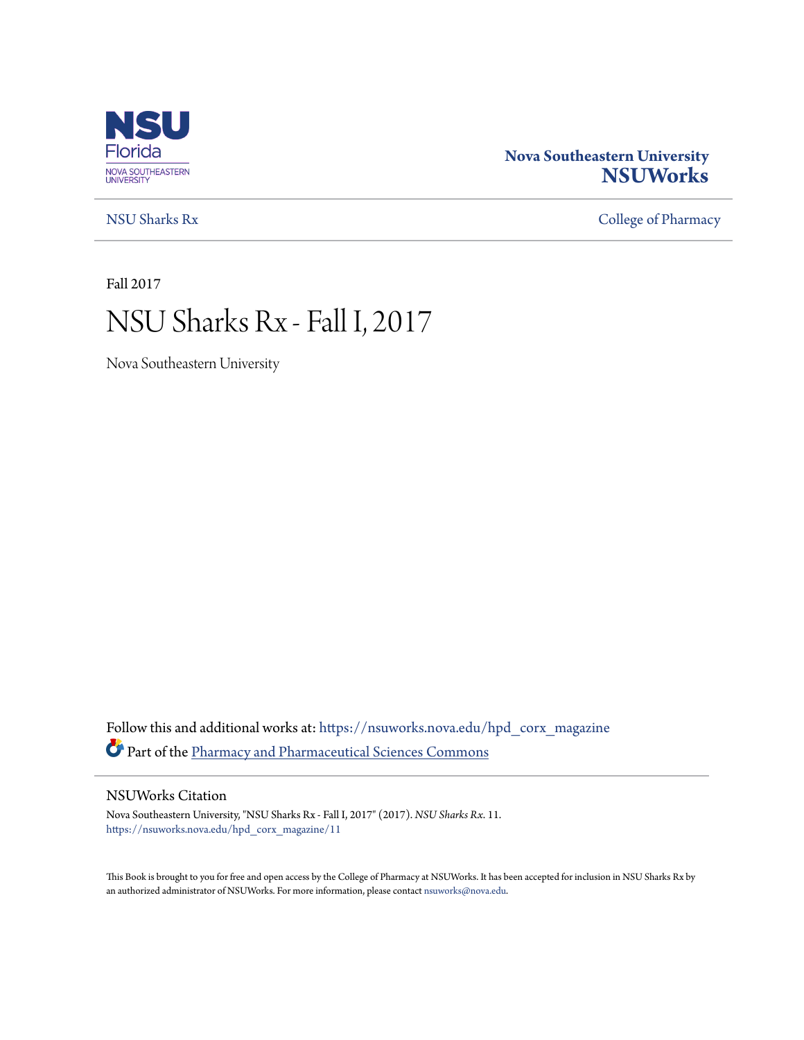NSU Florida
NOVA SOUTHEASTERN UNIVERSITY

**Nova Southeastern University**
**NSUWorks**

NSU Sharks Rx | College of Pharmacy

Fall 2017

# NSU Sharks Rx - Fall I, 2017

Nova Southeastern University

Follow this and additional works at: https://nsuworks.nova.edu/hpd_corx_magazine

Part of the Pharmacy and Pharmaceutical Sciences Commons

## NSUWorks Citation

Nova Southeastern University, "NSU Sharks Rx - Fall I, 2017" (2017). *NSU Sharks Rx*. 11.
https://nsuworks.nova.edu/hpd_corx_magazine/11

This Book is brought to you for free and open access by the College of Pharmacy at NSUWorks. It has been accepted for inclusion in NSU Sharks Rx by an authorized administrator of NSUWorks. For more information, please contact nsuworks@nova.edu.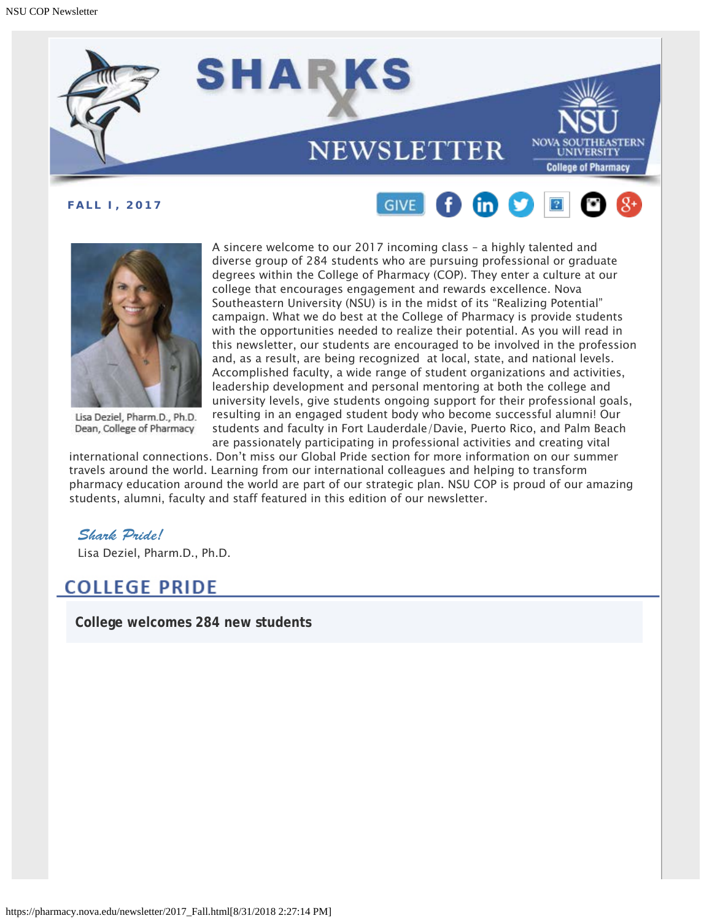# SHARKS Rx NEWSLETTER

NOVA SOUTHEASTERN UNIVERSITY
College of Pharmacy

**FALL I, 2017**

GIVE

A sincere welcome to our 2017 incoming class – a highly talented and diverse group of 284 students who are pursuing professional or graduate degrees within the College of Pharmacy (COP). They enter a culture at our college that encourages engagement and rewards excellence. Nova Southeastern University (NSU) is in the midst of its "Realizing Potential" campaign. What we do best at the College of Pharmacy is provide students with the opportunities needed to realize their potential. As you will read in this newsletter, our students are encouraged to be involved in the profession and, as a result, are being recognized at local, state, and national levels. Accomplished faculty, a wide range of student organizations and activities, leadership development and personal mentoring at both the college and university levels, give students ongoing support for their professional goals, resulting in an engaged student body who become successful alumni! Our students and faculty in Fort Lauderdale/Davie, Puerto Rico, and Palm Beach are passionately participating in professional activities and creating vital international connections. Don't miss our Global Pride section for more information on our summer travels around the world. Learning from our international colleagues and helping to transform pharmacy education around the world are part of our strategic plan. NSU COP is proud of our amazing students, alumni, faculty and staff featured in this edition of our newsletter.

Lisa Deziel, Pharm.D., Ph.D.
Dean, College of Pharmacy

*Shark Pride!*

Lisa Deziel, Pharm.D., Ph.D.

## COLLEGE PRIDE

**College welcomes 284 new students**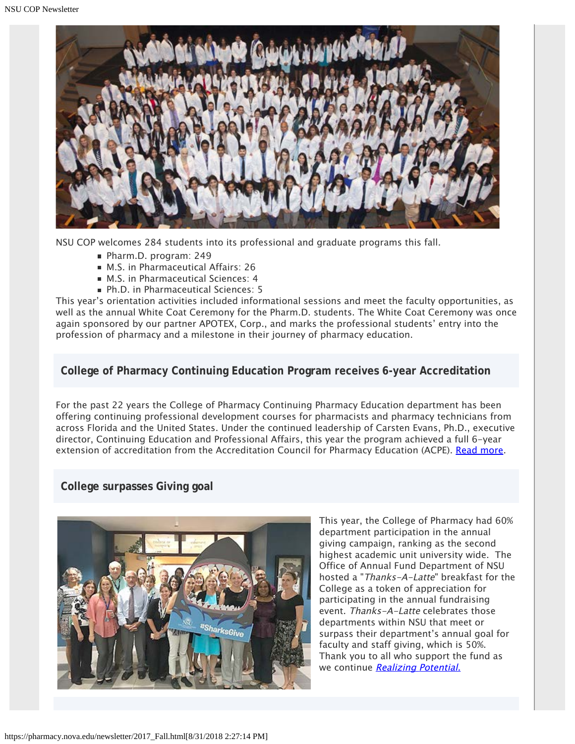NSU COP welcomes 284 students into its professional and graduate programs this fall.

- Pharm.D. program: 249
- M.S. in Pharmaceutical Affairs: 26
- M.S. in Pharmaceutical Sciences: 4
- Ph.D. in Pharmaceutical Sciences: 5

This year's orientation activities included informational sessions and meet the faculty opportunities, as well as the annual White Coat Ceremony for the Pharm.D. students. The White Coat Ceremony was once again sponsored by our partner APOTEX, Corp., and marks the professional students' entry into the profession of pharmacy and a milestone in their journey of pharmacy education.

## College of Pharmacy Continuing Education Program receives 6-year Accreditation

For the past 22 years the College of Pharmacy Continuing Pharmacy Education department has been offering continuing professional development courses for pharmacists and pharmacy technicians from across Florida and the United States. Under the continued leadership of Carsten Evans, Ph.D., executive director, Continuing Education and Professional Affairs, this year the program achieved a full 6-year extension of accreditation from the Accreditation Council for Pharmacy Education (ACPE). Read more.

## College surpasses Giving goal

This year, the College of Pharmacy had 60% department participation in the annual giving campaign, ranking as the second highest academic unit university wide. The Office of Annual Fund Department of NSU hosted a "*Thanks-A-Latte*" breakfast for the College as a token of appreciation for participating in the annual fundraising event. *Thanks-A-Latte* celebrates those departments within NSU that meet or surpass their department's annual goal for faculty and staff giving, which is 50%. Thank you to all who support the fund as we continue *Realizing Potential.*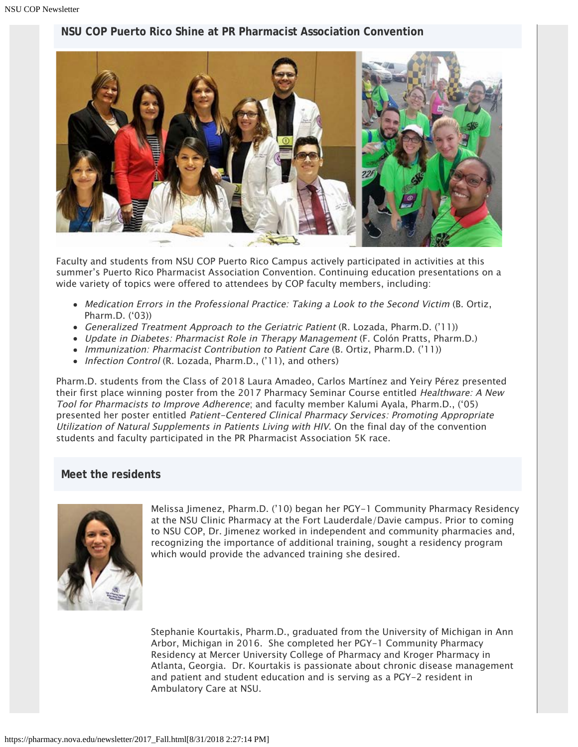## NSU COP Puerto Rico Shine at PR Pharmacist Association Convention

Faculty and students from NSU COP Puerto Rico Campus actively participated in activities at this summer's Puerto Rico Pharmacist Association Convention. Continuing education presentations on a wide variety of topics were offered to attendees by COP faculty members, including:

- *Medication Errors in the Professional Practice: Taking a Look to the Second Victim* (B. Ortiz, Pharm.D. ('03))
- *Generalized Treatment Approach to the Geriatric Patient* (R. Lozada, Pharm.D. ('11))
- *Update in Diabetes: Pharmacist Role in Therapy Management* (F. Colón Pratts, Pharm.D.)
- *Immunization: Pharmacist Contribution to Patient Care* (B. Ortiz, Pharm.D. ('11))
- *Infection Control* (R. Lozada, Pharm.D., ('11), and others)

Pharm.D. students from the Class of 2018 Laura Amadeo, Carlos Martínez and Yeiry Pérez presented their first place winning poster from the 2017 Pharmacy Seminar Course entitled *Healthware: A New Tool for Pharmacists to Improve Adherence*; and faculty member Kalumi Ayala, Pharm.D., ('05) presented her poster entitled *Patient-Centered Clinical Pharmacy Services: Promoting Appropriate Utilization of Natural Supplements in Patients Living with HIV*. On the final day of the convention students and faculty participated in the PR Pharmacist Association 5K race.

## Meet the residents

Melissa Jimenez, Pharm.D. ('10) began her PGY-1 Community Pharmacy Residency at the NSU Clinic Pharmacy at the Fort Lauderdale/Davie campus. Prior to coming to NSU COP, Dr. Jimenez worked in independent and community pharmacies and, recognizing the importance of additional training, sought a residency program which would provide the advanced training she desired.

Stephanie Kourtakis, Pharm.D., graduated from the University of Michigan in Ann Arbor, Michigan in 2016. She completed her PGY-1 Community Pharmacy Residency at Mercer University College of Pharmacy and Kroger Pharmacy in Atlanta, Georgia. Dr. Kourtakis is passionate about chronic disease management and patient and student education and is serving as a PGY-2 resident in Ambulatory Care at NSU.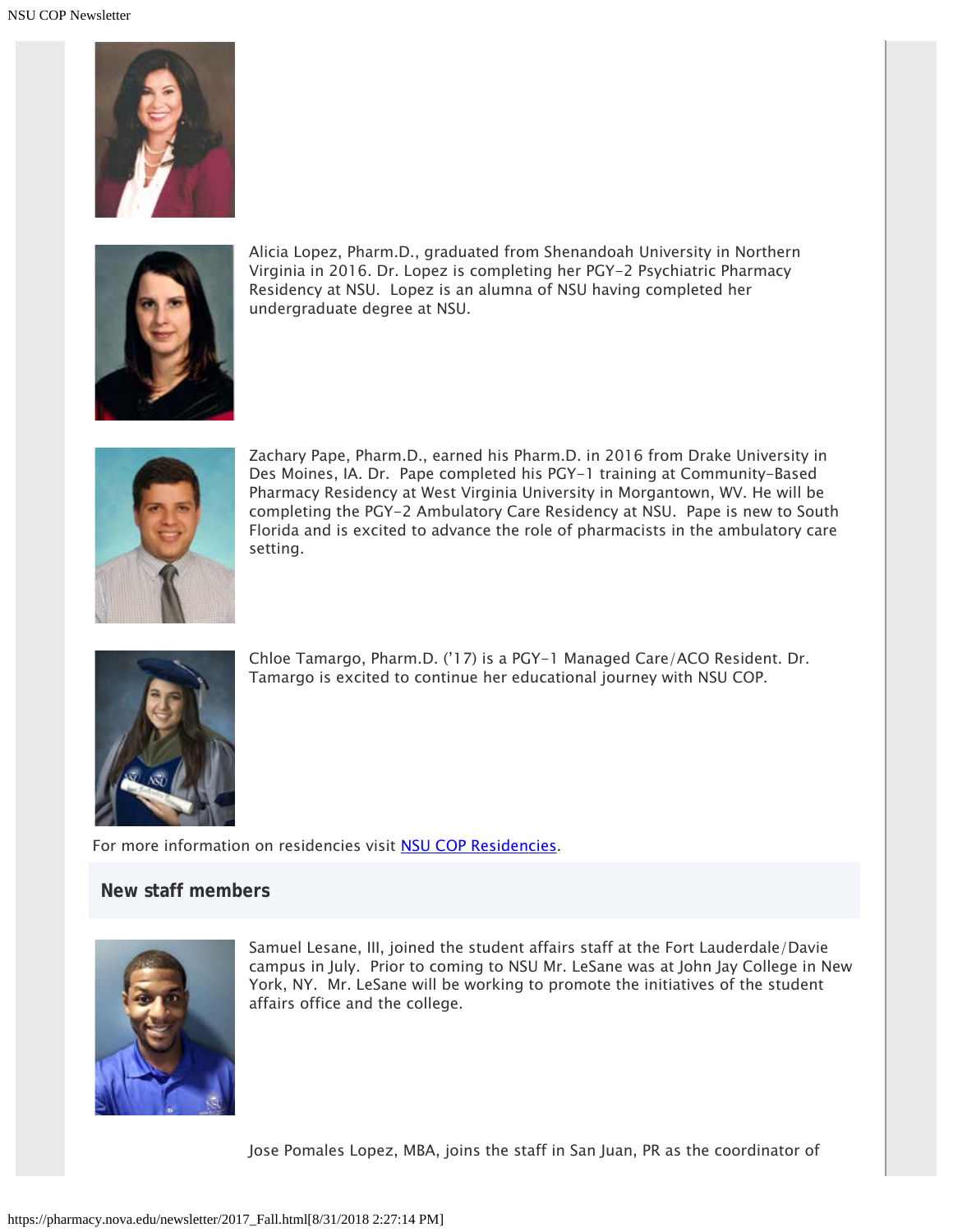Alicia Lopez, Pharm.D., graduated from Shenandoah University in Northern Virginia in 2016. Dr. Lopez is completing her PGY-2 Psychiatric Pharmacy Residency at NSU. Lopez is an alumna of NSU having completed her undergraduate degree at NSU.

Zachary Pape, Pharm.D., earned his Pharm.D. in 2016 from Drake University in Des Moines, IA. Dr. Pape completed his PGY-1 training at Community-Based Pharmacy Residency at West Virginia University in Morgantown, WV. He will be completing the PGY-2 Ambulatory Care Residency at NSU. Pape is new to South Florida and is excited to advance the role of pharmacists in the ambulatory care setting.

Chloe Tamargo, Pharm.D. ('17) is a PGY-1 Managed Care/ACO Resident. Dr. Tamargo is excited to continue her educational journey with NSU COP.

For more information on residencies visit [NSU COP Residencies](#).

## New staff members

Samuel Lesane, III, joined the student affairs staff at the Fort Lauderdale/Davie campus in July. Prior to coming to NSU Mr. LeSane was at John Jay College in New York, NY. Mr. LeSane will be working to promote the initiatives of the student affairs office and the college.

Jose Pomales Lopez, MBA, joins the staff in San Juan, PR as the coordinator of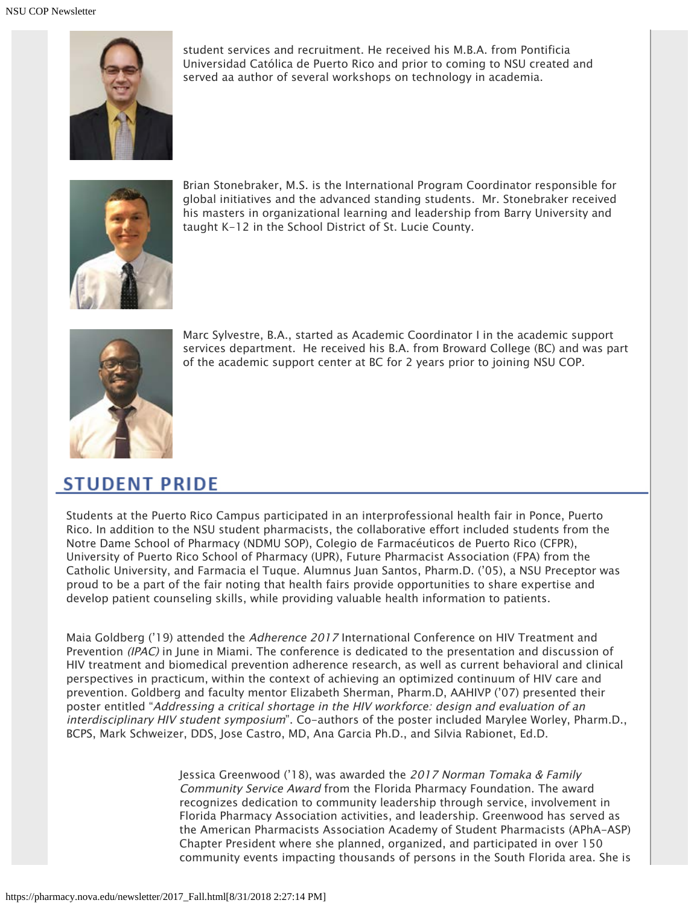student services and recruitment. He received his M.B.A. from Pontificia Universidad Católica de Puerto Rico and prior to coming to NSU created and served aa author of several workshops on technology in academia.

Brian Stonebraker, M.S. is the International Program Coordinator responsible for global initiatives and the advanced standing students. Mr. Stonebraker received his masters in organizational learning and leadership from Barry University and taught K-12 in the School District of St. Lucie County.

Marc Sylvestre, B.A., started as Academic Coordinator I in the academic support services department. He received his B.A. from Broward College (BC) and was part of the academic support center at BC for 2 years prior to joining NSU COP.

## STUDENT PRIDE

Students at the Puerto Rico Campus participated in an interprofessional health fair in Ponce, Puerto Rico. In addition to the NSU student pharmacists, the collaborative effort included students from the Notre Dame School of Pharmacy (NDMU SOP), Colegio de Farmacéuticos de Puerto Rico (CFPR), University of Puerto Rico School of Pharmacy (UPR), Future Pharmacist Association (FPA) from the Catholic University, and Farmacia el Tuque. Alumnus Juan Santos, Pharm.D. ('05), a NSU Preceptor was proud to be a part of the fair noting that health fairs provide opportunities to share expertise and develop patient counseling skills, while providing valuable health information to patients.

Maia Goldberg ('19) attended the *Adherence 2017* International Conference on HIV Treatment and Prevention *(IPAC)* in June in Miami. The conference is dedicated to the presentation and discussion of HIV treatment and biomedical prevention adherence research, as well as current behavioral and clinical perspectives in practicum, within the context of achieving an optimized continuum of HIV care and prevention. Goldberg and faculty mentor Elizabeth Sherman, Pharm.D, AAHIVP ('07) presented their poster entitled "*Addressing a critical shortage in the HIV workforce: design and evaluation of an interdisciplinary HIV student symposium*". Co-authors of the poster included Marylee Worley, Pharm.D., BCPS, Mark Schweizer, DDS, Jose Castro, MD, Ana Garcia Ph.D., and Silvia Rabionet, Ed.D.

Jessica Greenwood ('18), was awarded the *2017 Norman Tomaka & Family Community Service Award* from the Florida Pharmacy Foundation. The award recognizes dedication to community leadership through service, involvement in Florida Pharmacy Association activities, and leadership. Greenwood has served as the American Pharmacists Association Academy of Student Pharmacists (APhA-ASP) Chapter President where she planned, organized, and participated in over 150 community events impacting thousands of persons in the South Florida area. She is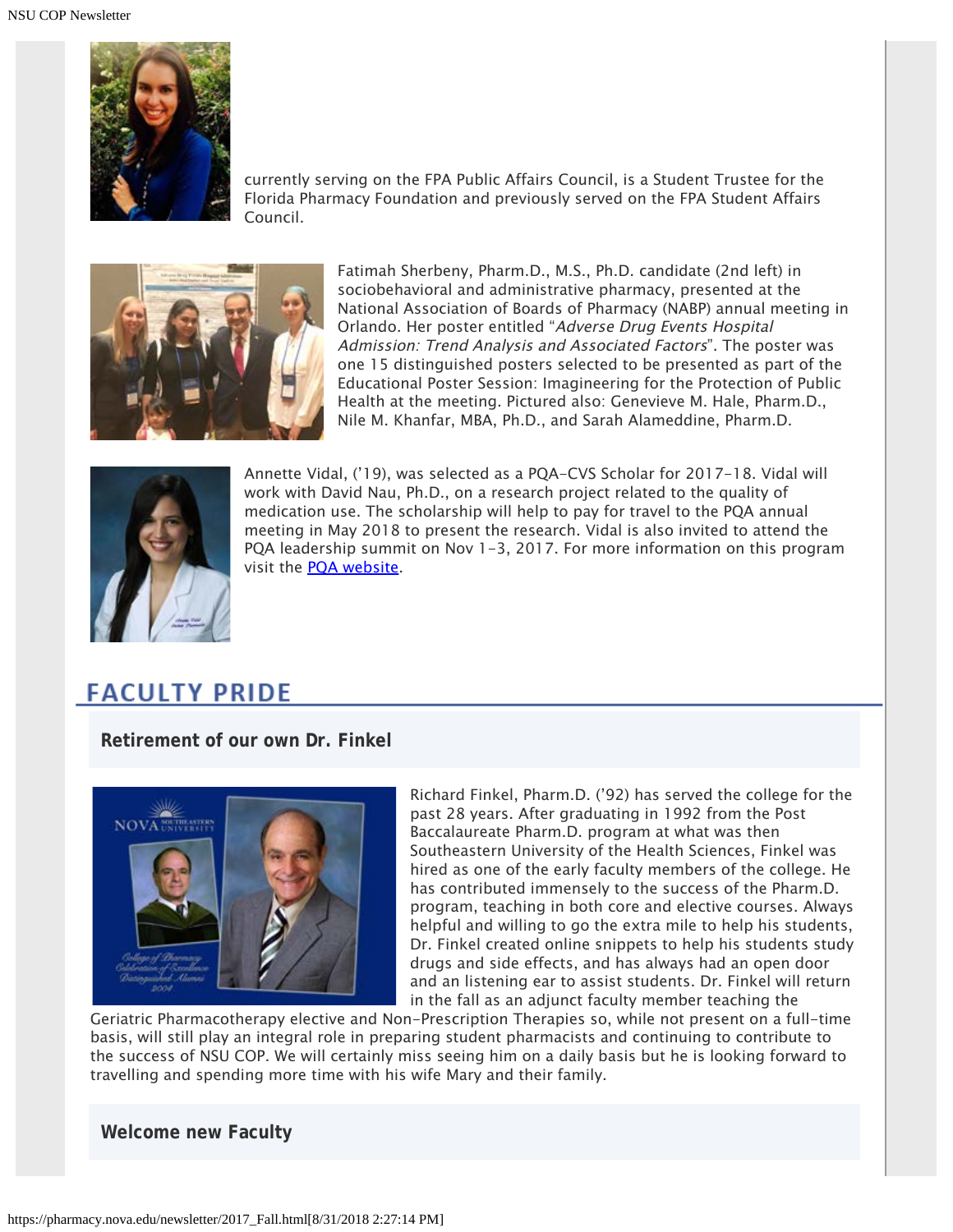currently serving on the FPA Public Affairs Council, is a Student Trustee for the Florida Pharmacy Foundation and previously served on the FPA Student Affairs Council.

Fatimah Sherbeny, Pharm.D., M.S., Ph.D. candidate (2nd left) in sociobehavioral and administrative pharmacy, presented at the National Association of Boards of Pharmacy (NABP) annual meeting in Orlando. Her poster entitled "*Adverse Drug Events Hospital Admission: Trend Analysis and Associated Factors*". The poster was one 15 distinguished posters selected to be presented as part of the Educational Poster Session: Imagineering for the Protection of Public Health at the meeting. Pictured also: Genevieve M. Hale, Pharm.D., Nile M. Khanfar, MBA, Ph.D., and Sarah Alameddine, Pharm.D.

Annette Vidal, ('19), was selected as a PQA-CVS Scholar for 2017-18. Vidal will work with David Nau, Ph.D., on a research project related to the quality of medication use. The scholarship will help to pay for travel to the PQA annual meeting in May 2018 to present the research. Vidal is also invited to attend the PQA leadership summit on Nov 1-3, 2017. For more information on this program visit the PQA website.

## FACULTY PRIDE

### Retirement of our own Dr. Finkel

Richard Finkel, Pharm.D. ('92) has served the college for the past 28 years. After graduating in 1992 from the Post Baccalaureate Pharm.D. program at what was then Southeastern University of the Health Sciences, Finkel was hired as one of the early faculty members of the college. He has contributed immensely to the success of the Pharm.D. program, teaching in both core and elective courses. Always helpful and willing to go the extra mile to help his students, Dr. Finkel created online snippets to help his students study drugs and side effects, and has always had an open door and an listening ear to assist students. Dr. Finkel will return in the fall as an adjunct faculty member teaching the Geriatric Pharmacotherapy elective and Non-Prescription Therapies so, while not present on a full-time basis, will still play an integral role in preparing student pharmacists and continuing to contribute to the success of NSU COP. We will certainly miss seeing him on a daily basis but he is looking forward to travelling and spending more time with his wife Mary and their family.

### Welcome new Faculty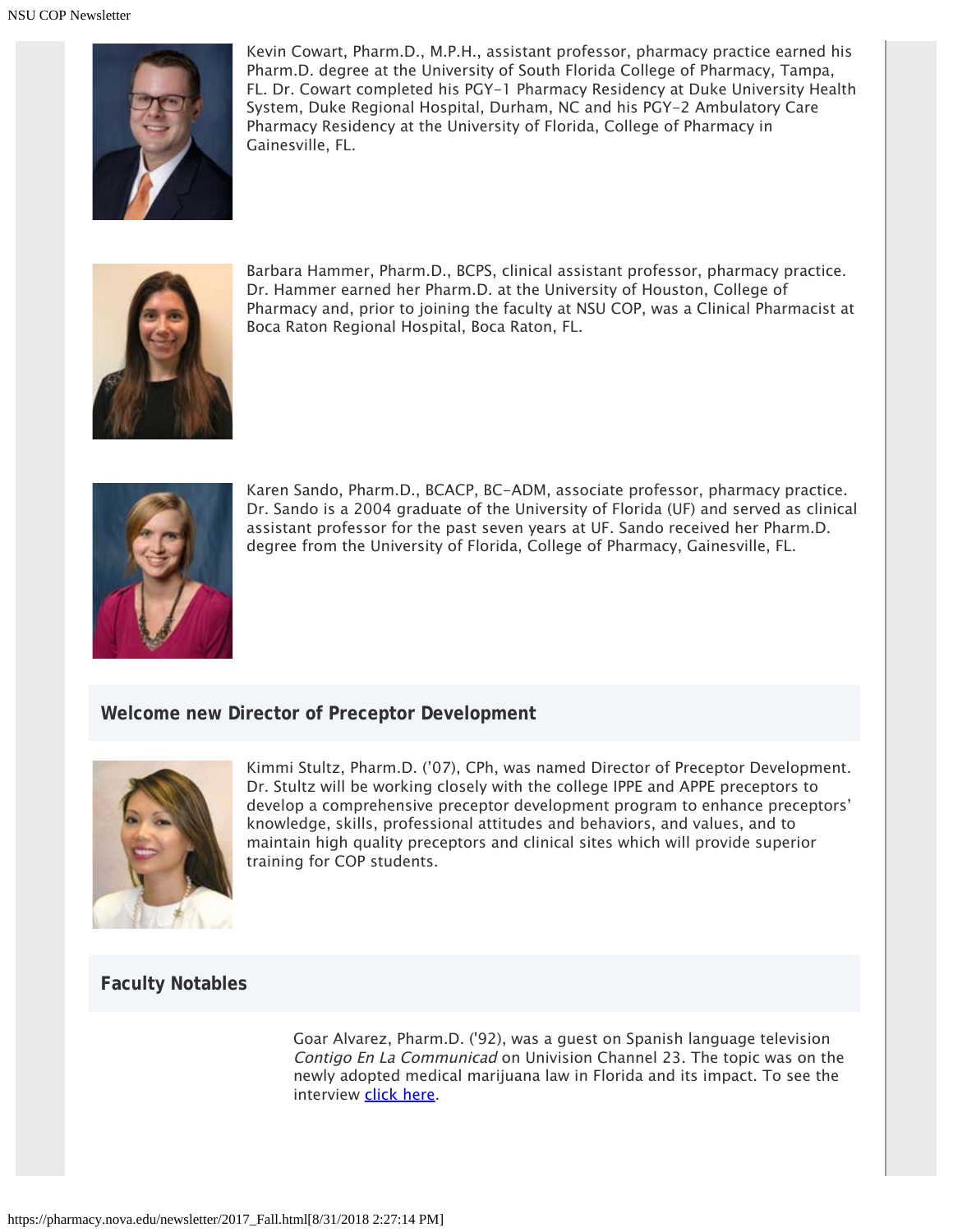Kevin Cowart, Pharm.D., M.P.H., assistant professor, pharmacy practice earned his Pharm.D. degree at the University of South Florida College of Pharmacy, Tampa, FL. Dr. Cowart completed his PGY-1 Pharmacy Residency at Duke University Health System, Duke Regional Hospital, Durham, NC and his PGY-2 Ambulatory Care Pharmacy Residency at the University of Florida, College of Pharmacy in Gainesville, FL.

Barbara Hammer, Pharm.D., BCPS, clinical assistant professor, pharmacy practice. Dr. Hammer earned her Pharm.D. at the University of Houston, College of Pharmacy and, prior to joining the faculty at NSU COP, was a Clinical Pharmacist at Boca Raton Regional Hospital, Boca Raton, FL.

Karen Sando, Pharm.D., BCACP, BC-ADM, associate professor, pharmacy practice. Dr. Sando is a 2004 graduate of the University of Florida (UF) and served as clinical assistant professor for the past seven years at UF. Sando received her Pharm.D. degree from the University of Florida, College of Pharmacy, Gainesville, FL.

## Welcome new Director of Preceptor Development

Kimmi Stultz, Pharm.D. ('07), CPh, was named Director of Preceptor Development. Dr. Stultz will be working closely with the college IPPE and APPE preceptors to develop a comprehensive preceptor development program to enhance preceptors' knowledge, skills, professional attitudes and behaviors, and values, and to maintain high quality preceptors and clinical sites which will provide superior training for COP students.

## Faculty Notables

Goar Alvarez, Pharm.D. ('92), was a guest on Spanish language television *Contigo En La Communicad* on Univision Channel 23. The topic was on the newly adopted medical marijuana law in Florida and its impact. To see the interview click here.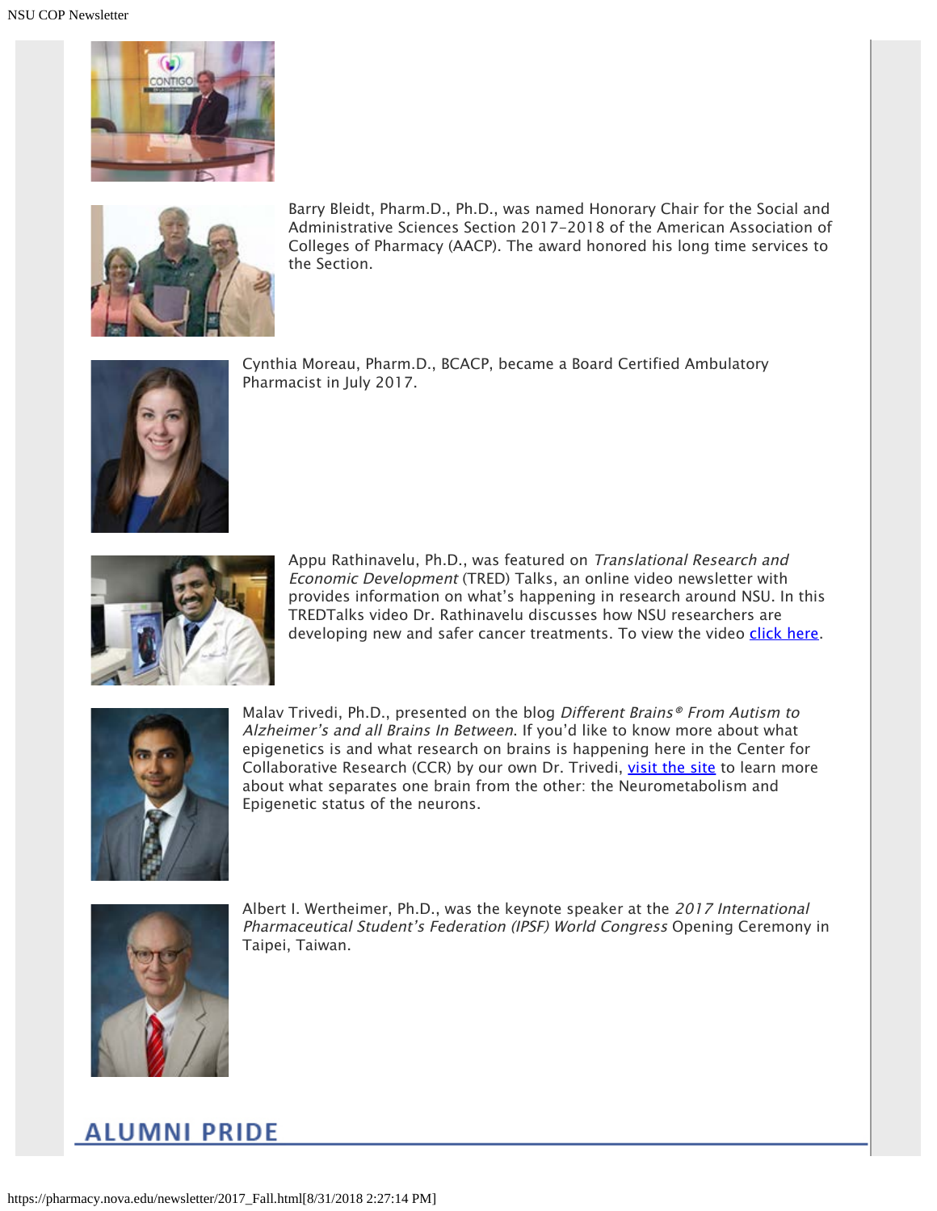Barry Bleidt, Pharm.D., Ph.D., was named Honorary Chair for the Social and Administrative Sciences Section 2017-2018 of the American Association of Colleges of Pharmacy (AACP). The award honored his long time services to the Section.

Cynthia Moreau, Pharm.D., BCACP, became a Board Certified Ambulatory Pharmacist in July 2017.

Appu Rathinavelu, Ph.D., was featured on *Translational Research and Economic Development* (TRED) Talks, an online video newsletter with provides information on what's happening in research around NSU. In this TREDTalks video Dr. Rathinavelu discusses how NSU researchers are developing new and safer cancer treatments. To view the video click here.

Malav Trivedi, Ph.D., presented on the blog *Different Brains® From Autism to Alzheimer's and all Brains In Between*. If you'd like to know more about what epigenetics is and what research on brains is happening here in the Center for Collaborative Research (CCR) by our own Dr. Trivedi, visit the site to learn more about what separates one brain from the other: the Neurometabolism and Epigenetic status of the neurons.

Albert I. Wertheimer, Ph.D., was the keynote speaker at the *2017 International Pharmaceutical Student's Federation (IPSF) World Congress* Opening Ceremony in Taipei, Taiwan.

## ALUMNI PRIDE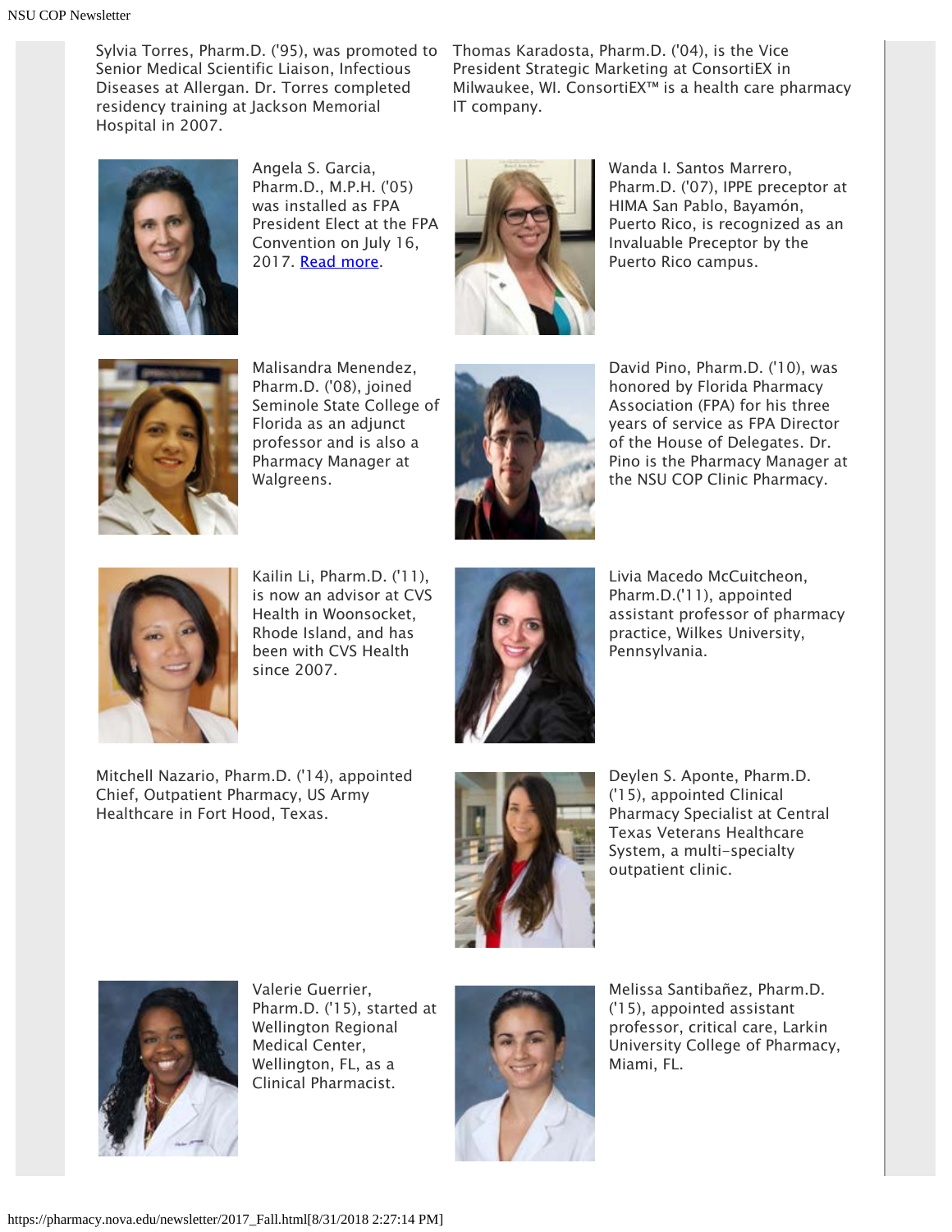Sylvia Torres, Pharm.D. ('95), was promoted to Senior Medical Scientific Liaison, Infectious Diseases at Allergan. Dr. Torres completed residency training at Jackson Memorial Hospital in 2007.

Thomas Karadosta, Pharm.D. ('04), is the Vice President Strategic Marketing at ConsortiEX in Milwaukee, WI. ConsortiEX™ is a health care pharmacy IT company.

Angela S. Garcia, Pharm.D., M.P.H. ('05) was installed as FPA President Elect at the FPA Convention on July 16, 2017. Read more.

Wanda I. Santos Marrero, Pharm.D. ('07), IPPE preceptor at HIMA San Pablo, Bayamón, Puerto Rico, is recognized as an Invaluable Preceptor by the Puerto Rico campus.

Malisandra Menendez, Pharm.D. ('08), joined Seminole State College of Florida as an adjunct professor and is also a Pharmacy Manager at Walgreens.

David Pino, Pharm.D. ('10), was honored by Florida Pharmacy Association (FPA) for his three years of service as FPA Director of the House of Delegates. Dr. Pino is the Pharmacy Manager at the NSU COP Clinic Pharmacy.

Kailin Li, Pharm.D. ('11), is now an advisor at CVS Health in Woonsocket, Rhode Island, and has been with CVS Health since 2007.

Livia Macedo McCuitcheon, Pharm.D.('11), appointed assistant professor of pharmacy practice, Wilkes University, Pennsylvania.

Mitchell Nazario, Pharm.D. ('14), appointed Chief, Outpatient Pharmacy, US Army Healthcare in Fort Hood, Texas.

Deylen S. Aponte, Pharm.D. ('15), appointed Clinical Pharmacy Specialist at Central Texas Veterans Healthcare System, a multi-specialty outpatient clinic.

Valerie Guerrier, Pharm.D. ('15), started at Wellington Regional Medical Center, Wellington, FL, as a Clinical Pharmacist.

Melissa Santibañez, Pharm.D. ('15), appointed assistant professor, critical care, Larkin University College of Pharmacy, Miami, FL.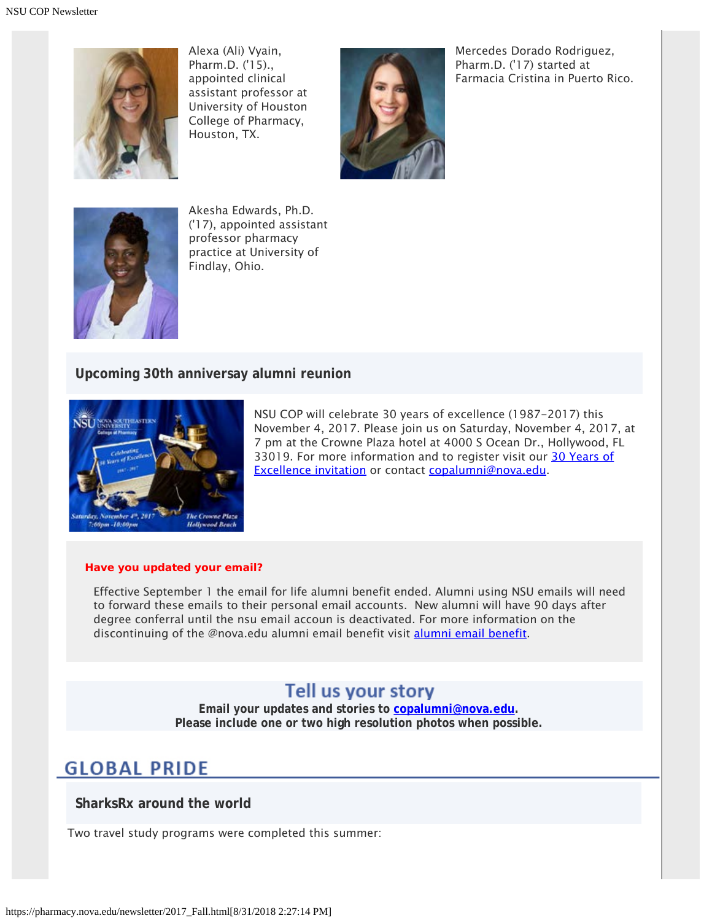Alexa (Ali) Vyain, Pharm.D. ('15)., appointed clinical assistant professor at University of Houston College of Pharmacy, Houston, TX.

Mercedes Dorado Rodriguez, Pharm.D. ('17) started at Farmacia Cristina in Puerto Rico.

Akesha Edwards, Ph.D. ('17), appointed assistant professor pharmacy practice at University of Findlay, Ohio.

### Upcoming 30th anniversay alumni reunion

NSU COP will celebrate 30 years of excellence (1987-2017) this November 4, 2017. Please join us on Saturday, November 4, 2017, at 7 pm at the Crowne Plaza hotel at 4000 S Ocean Dr., Hollywood, FL 33019. For more information and to register visit our [30 Years of Excellence invitation] or contact [copalumni@nova.edu].

**Have you updated your email?**

Effective September 1 the email for life alumni benefit ended. Alumni using NSU emails will need to forward these emails to their personal email accounts. New alumni will have 90 days after degree conferral until the nsu email accoun is deactivated. For more information on the discontinuing of the @nova.edu alumni email benefit visit [alumni email benefit].

## Tell us your story

**Email your updates and stories to [copalumni@nova.edu].**
**Please include one or two high resolution photos when possible.**

## GLOBAL PRIDE

### SharksRx around the world

Two travel study programs were completed this summer: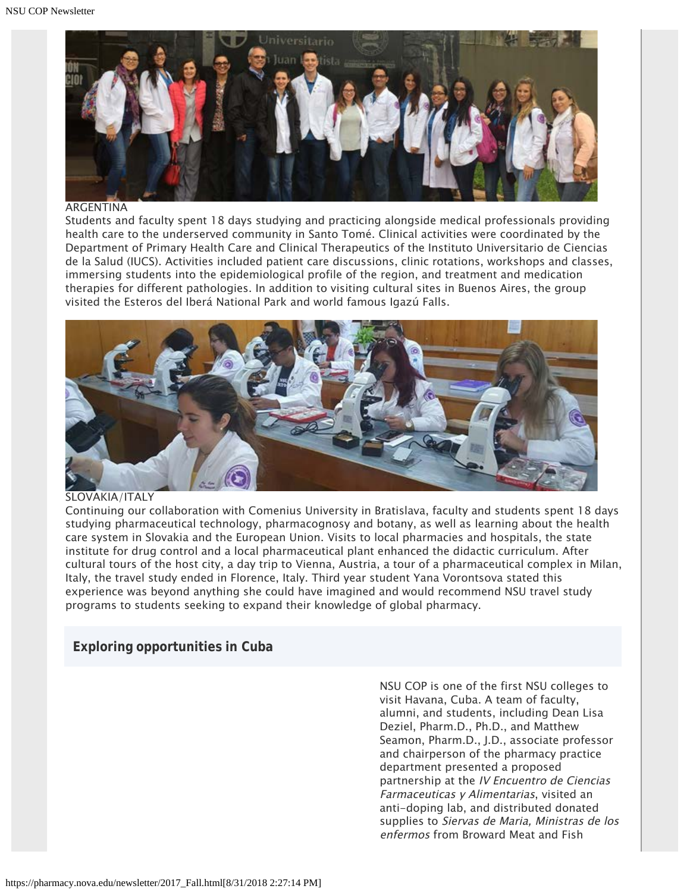ARGENTINA

Students and faculty spent 18 days studying and practicing alongside medical professionals providing health care to the underserved community in Santo Tomé. Clinical activities were coordinated by the Department of Primary Health Care and Clinical Therapeutics of the Instituto Universitario de Ciencias de la Salud (IUCS). Activities included patient care discussions, clinic rotations, workshops and classes, immersing students into the epidemiological profile of the region, and treatment and medication therapies for different pathologies. In addition to visiting cultural sites in Buenos Aires, the group visited the Esteros del Iberá National Park and world famous Igazú Falls.

SLOVAKIA/ITALY

Continuing our collaboration with Comenius University in Bratislava, faculty and students spent 18 days studying pharmaceutical technology, pharmacognosy and botany, as well as learning about the health care system in Slovakia and the European Union. Visits to local pharmacies and hospitals, the state institute for drug control and a local pharmaceutical plant enhanced the didactic curriculum. After cultural tours of the host city, a day trip to Vienna, Austria, a tour of a pharmaceutical complex in Milan, Italy, the travel study ended in Florence, Italy. Third year student Yana Vorontsova stated this experience was beyond anything she could have imagined and would recommend NSU travel study programs to students seeking to expand their knowledge of global pharmacy.

## Exploring opportunities in Cuba

NSU COP is one of the first NSU colleges to visit Havana, Cuba. A team of faculty, alumni, and students, including Dean Lisa Deziel, Pharm.D., Ph.D., and Matthew Seamon, Pharm.D., J.D., associate professor and chairperson of the pharmacy practice department presented a proposed partnership at the *IV Encuentro de Ciencias Farmaceuticas y Alimentarias*, visited an anti-doping lab, and distributed donated supplies to *Siervas de Maria, Ministras de los enfermos* from Broward Meat and Fish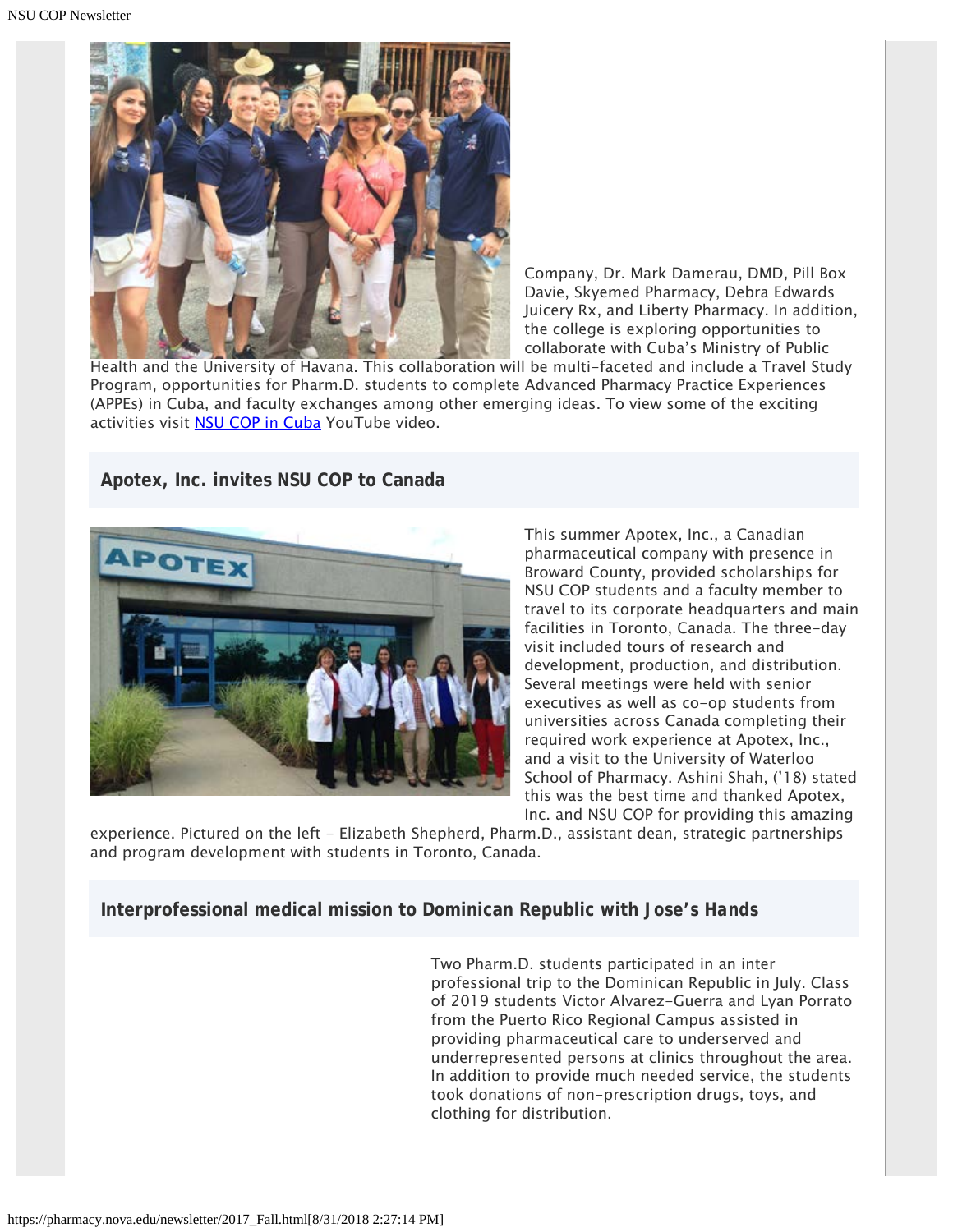Company, Dr. Mark Damerau, DMD, Pill Box Davie, Skyemed Pharmacy, Debra Edwards Juicery Rx, and Liberty Pharmacy. In addition, the college is exploring opportunities to collaborate with Cuba's Ministry of Public Health and the University of Havana. This collaboration will be multi-faceted and include a Travel Study Program, opportunities for Pharm.D. students to complete Advanced Pharmacy Practice Experiences (APPEs) in Cuba, and faculty exchanges among other emerging ideas. To view some of the exciting activities visit NSU COP in Cuba YouTube video.

## Apotex, Inc. invites NSU COP to Canada

This summer Apotex, Inc., a Canadian pharmaceutical company with presence in Broward County, provided scholarships for NSU COP students and a faculty member to travel to its corporate headquarters and main facilities in Toronto, Canada. The three-day visit included tours of research and development, production, and distribution. Several meetings were held with senior executives as well as co-op students from universities across Canada completing their required work experience at Apotex, Inc., and a visit to the University of Waterloo School of Pharmacy. Ashini Shah, ('18) stated this was the best time and thanked Apotex, Inc. and NSU COP for providing this amazing experience. Pictured on the left - Elizabeth Shepherd, Pharm.D., assistant dean, strategic partnerships and program development with students in Toronto, Canada.

## Interprofessional medical mission to Dominican Republic with Jose's Hands

Two Pharm.D. students participated in an inter professional trip to the Dominican Republic in July. Class of 2019 students Victor Alvarez-Guerra and Lyan Porrato from the Puerto Rico Regional Campus assisted in providing pharmaceutical care to underserved and underrepresented persons at clinics throughout the area. In addition to provide much needed service, the students took donations of non-prescription drugs, toys, and clothing for distribution.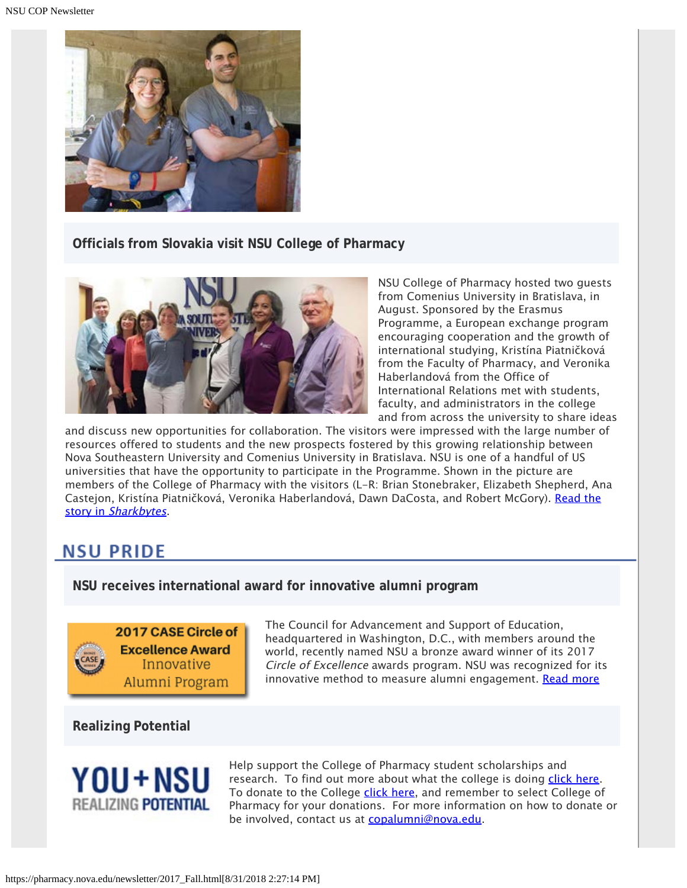## Officials from Slovakia visit NSU College of Pharmacy

NSU College of Pharmacy hosted two guests from Comenius University in Bratislava, in August. Sponsored by the Erasmus Programme, a European exchange program encouraging cooperation and the growth of international studying, Kristína Piatničková from the Faculty of Pharmacy, and Veronika Haberlandová from the Office of International Relations met with students, faculty, and administrators in the college and from across the university to share ideas and discuss new opportunities for collaboration. The visitors were impressed with the large number of resources offered to students and the new prospects fostered by this growing relationship between Nova Southeastern University and Comenius University in Bratislava. NSU is one of a handful of US universities that have the opportunity to participate in the Programme. Shown in the picture are members of the College of Pharmacy with the visitors (L-R: Brian Stonebraker, Elizabeth Shepherd, Ana Castejon, Kristína Piatničková, Veronika Haberlandová, Dawn DaCosta, and Robert McGory). [Read the story in *Sharkbytes*](#).

# NSU PRIDE

## NSU receives international award for innovative alumni program

2017 CASE Circle of Excellence Award
Innovative Alumni Program

The Council for Advancement and Support of Education, headquartered in Washington, D.C., with members around the world, recently named NSU a bronze award winner of its 2017 *Circle of Excellence* awards program. NSU was recognized for its innovative method to measure alumni engagement. [Read more](#)

## Realizing Potential

YOU+NSU REALIZING POTENTIAL

Help support the College of Pharmacy student scholarships and research. To find out more about what the college is doing [click here](#). To donate to the College [click here](#), and remember to select College of Pharmacy for your donations. For more information on how to donate or be involved, contact us at [copalumni@nova.edu](mailto:copalumni@nova.edu).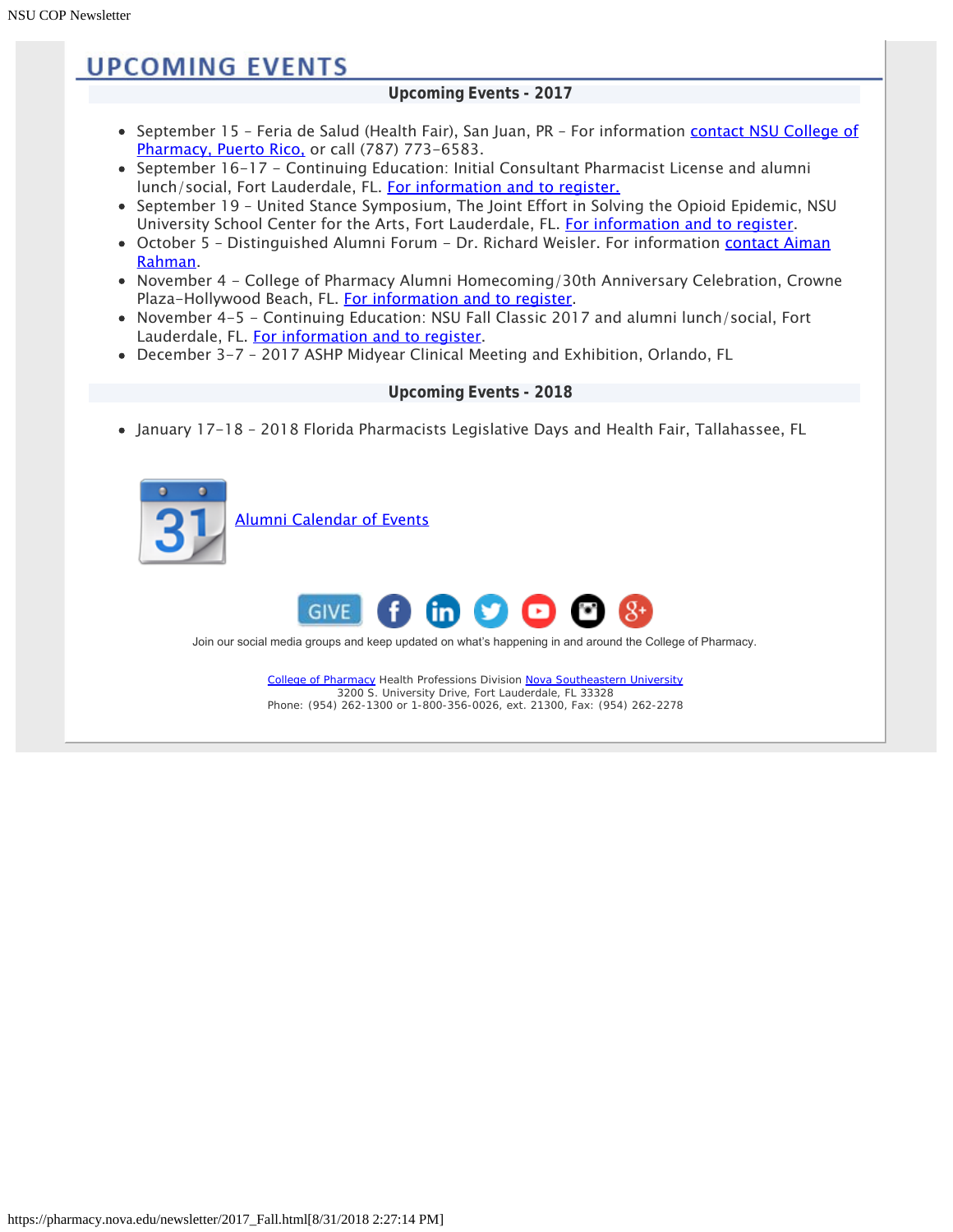# UPCOMING EVENTS

## Upcoming Events - 2017

- September 15 – Feria de Salud (Health Fair), San Juan, PR – For information contact NSU College of Pharmacy, Puerto Rico, or call (787) 773-6583.
- September 16-17 – Continuing Education: Initial Consultant Pharmacist License and alumni lunch/social, Fort Lauderdale, FL. For information and to register.
- September 19 – United Stance Symposium, The Joint Effort in Solving the Opioid Epidemic, NSU University School Center for the Arts, Fort Lauderdale, FL. For information and to register.
- October 5 – Distinguished Alumni Forum – Dr. Richard Weisler. For information contact Aiman Rahman.
- November 4 – College of Pharmacy Alumni Homecoming/30th Anniversary Celebration, Crowne Plaza-Hollywood Beach, FL. For information and to register.
- November 4-5 – Continuing Education: NSU Fall Classic 2017 and alumni lunch/social, Fort Lauderdale, FL. For information and to register.
- December 3-7 – 2017 ASHP Midyear Clinical Meeting and Exhibition, Orlando, FL

## Upcoming Events - 2018

- January 17-18 – 2018 Florida Pharmacists Legislative Days and Health Fair, Tallahassee, FL

Alumni Calendar of Events

GIVE

Join our social media groups and keep updated on what's happening in and around the College of Pharmacy.

College of Pharmacy Health Professions Division Nova Southeastern University
3200 S. University Drive, Fort Lauderdale, FL 33328
Phone: (954) 262-1300 or 1-800-356-0026, ext. 21300, Fax: (954) 262-2278